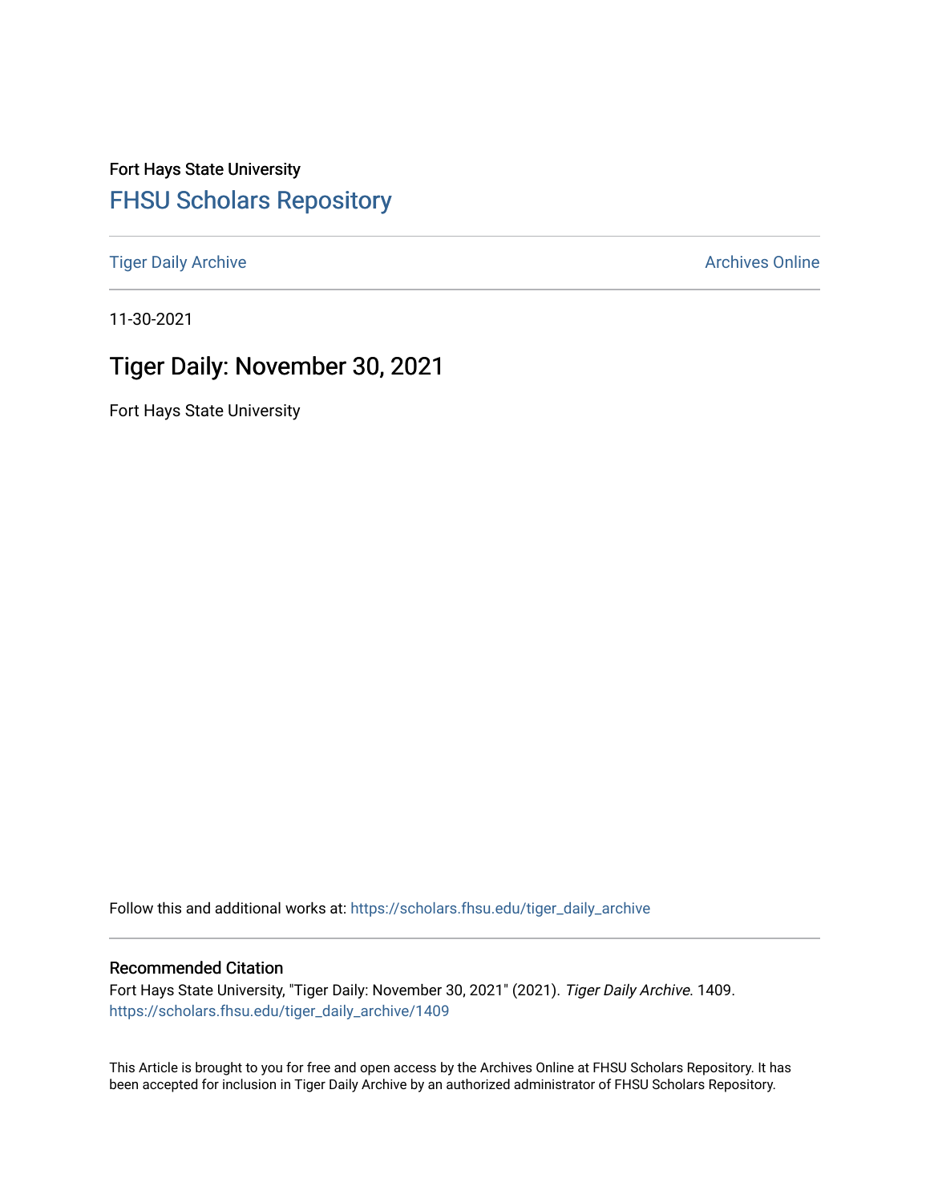Fort Hays State University

# FHSU Scholars Repository

Tiger Daily Archive | Archives Online

11-30-2021

## Tiger Daily: November 30, 2021

Fort Hays State University

Follow this and additional works at: https://scholars.fhsu.edu/tiger_daily_archive

### Recommended Citation

Fort Hays State University, "Tiger Daily: November 30, 2021" (2021). *Tiger Daily Archive*. 1409.
https://scholars.fhsu.edu/tiger_daily_archive/1409

This Article is brought to you for free and open access by the Archives Online at FHSU Scholars Repository. It has been accepted for inclusion in Tiger Daily Archive by an authorized administrator of FHSU Scholars Repository.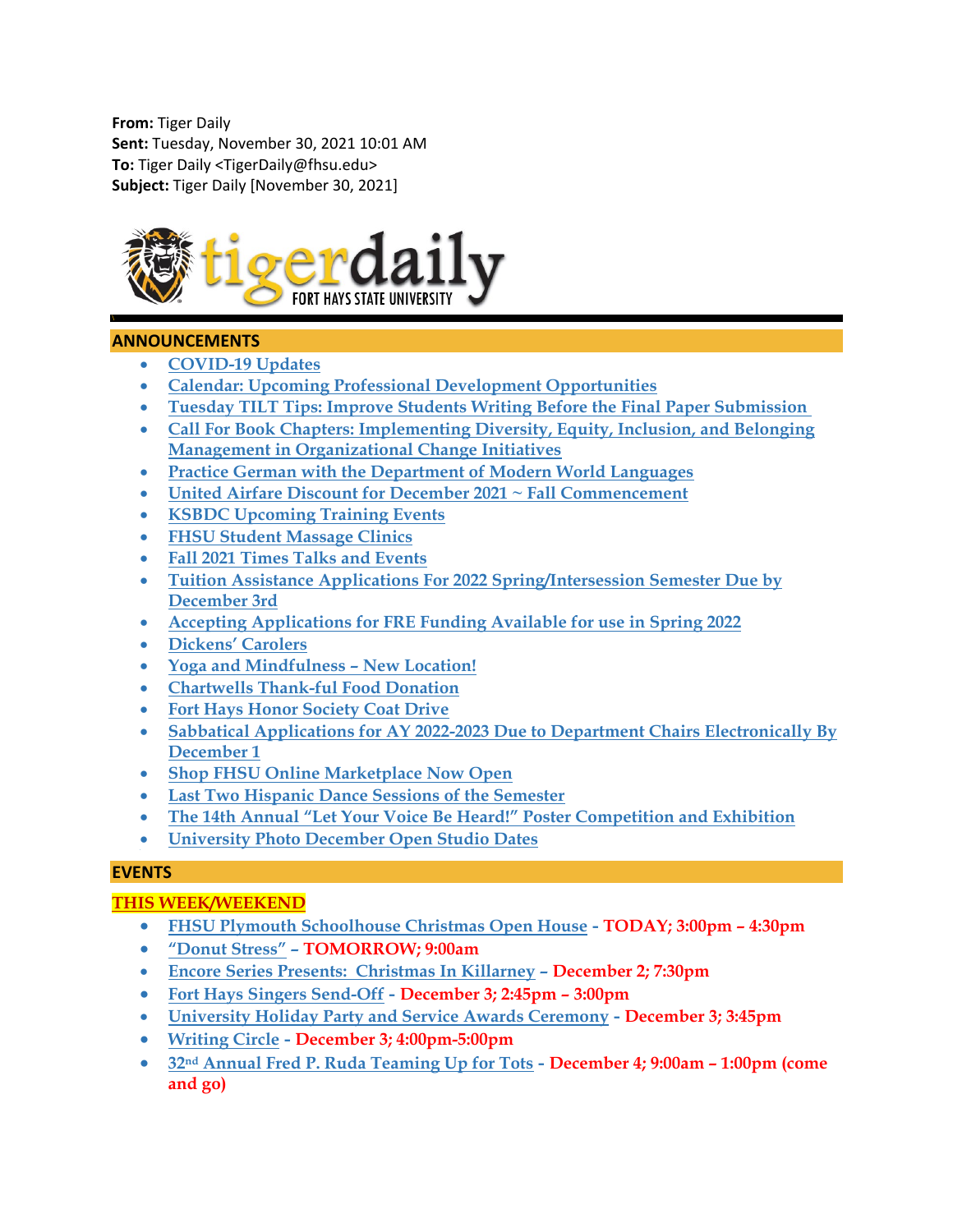**From:** Tiger Daily
**Sent:** Tuesday, November 30, 2021 10:01 AM
**To:** Tiger Daily <TigerDaily@fhsu.edu>
**Subject:** Tiger Daily [November 30, 2021]

# tigerdaily
FORT HAYS STATE UNIVERSITY

## ANNOUNCEMENTS

- COVID-19 Updates
- Calendar: Upcoming Professional Development Opportunities
- Tuesday TILT Tips: Improve Students Writing Before the Final Paper Submission
- Call For Book Chapters: Implementing Diversity, Equity, Inclusion, and Belonging Management in Organizational Change Initiatives
- Practice German with the Department of Modern World Languages
- United Airfare Discount for December 2021 ~ Fall Commencement
- KSBDC Upcoming Training Events
- FHSU Student Massage Clinics
- Fall 2021 Times Talks and Events
- Tuition Assistance Applications For 2022 Spring/Intersession Semester Due by December 3rd
- Accepting Applications for FRE Funding Available for use in Spring 2022
- Dickens' Carolers
- Yoga and Mindfulness – New Location!
- Chartwells Thank-ful Food Donation
- Fort Hays Honor Society Coat Drive
- Sabbatical Applications for AY 2022-2023 Due to Department Chairs Electronically By December 1
- Shop FHSU Online Marketplace Now Open
- Last Two Hispanic Dance Sessions of the Semester
- The 14th Annual "Let Your Voice Be Heard!" Poster Competition and Exhibition
- University Photo December Open Studio Dates

## EVENTS

### THIS WEEK/WEEKEND

- FHSU Plymouth Schoolhouse Christmas Open House - **TODAY; 3:00pm – 4:30pm**
- "Donut Stress" – **TOMORROW; 9:00am**
- Encore Series Presents: Christmas In Killarney – **December 2; 7:30pm**
- Fort Hays Singers Send-Off - **December 3; 2:45pm – 3:00pm**
- University Holiday Party and Service Awards Ceremony - **December 3; 3:45pm**
- Writing Circle - **December 3; 4:00pm-5:00pm**
- 32nd Annual Fred P. Ruda Teaming Up for Tots - **December 4; 9:00am – 1:00pm (come and go)**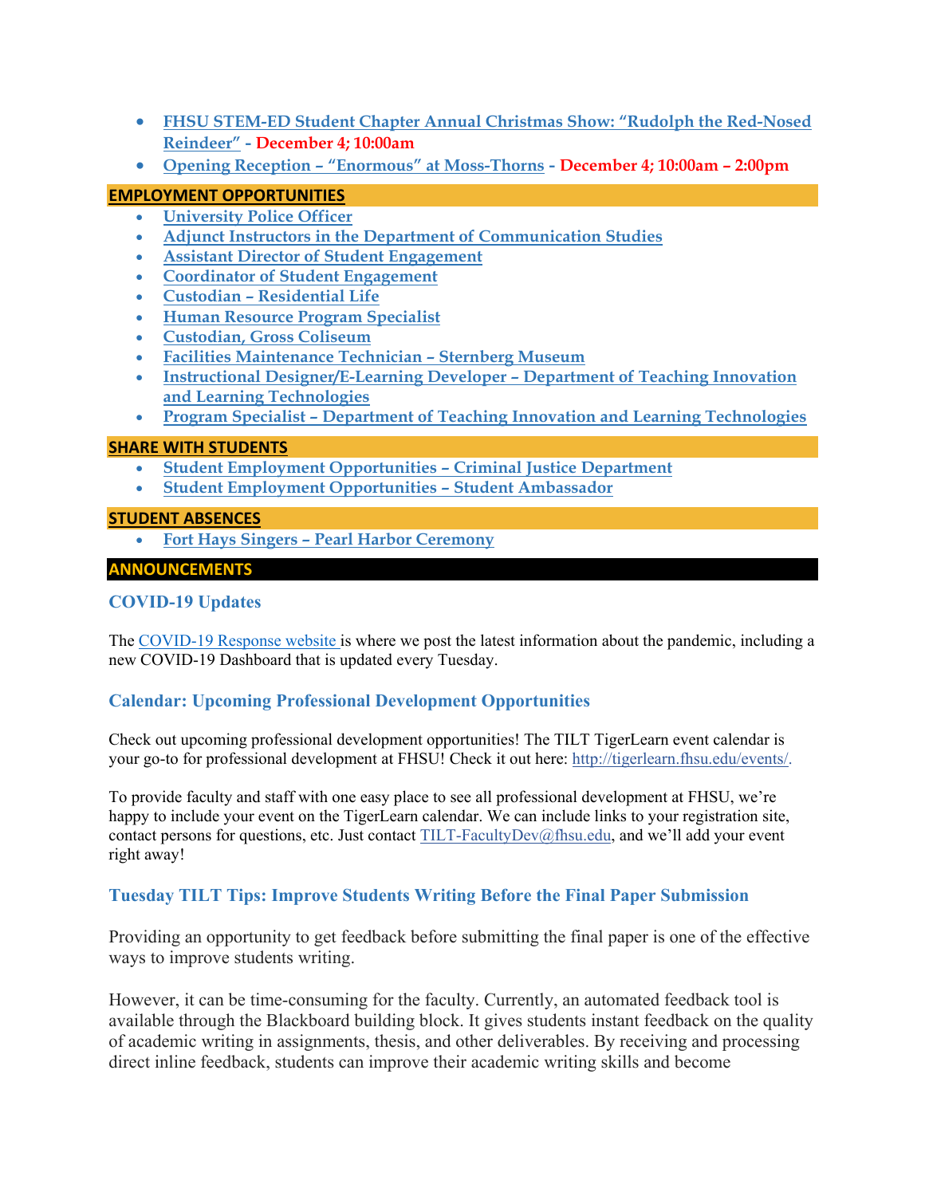- FHSU STEM-ED Student Chapter Annual Christmas Show: "Rudolph the Red-Nosed Reindeer" - **December 4; 10:00am**
- Opening Reception – "Enormous" at Moss-Thorns - **December 4; 10:00am – 2:00pm**

## EMPLOYMENT OPPORTUNITIES

- University Police Officer
- Adjunct Instructors in the Department of Communication Studies
- Assistant Director of Student Engagement
- Coordinator of Student Engagement
- Custodian – Residential Life
- Human Resource Program Specialist
- Custodian, Gross Coliseum
- Facilities Maintenance Technician – Sternberg Museum
- Instructional Designer/E-Learning Developer – Department of Teaching Innovation and Learning Technologies
- Program Specialist – Department of Teaching Innovation and Learning Technologies

## SHARE WITH STUDENTS

- Student Employment Opportunities – Criminal Justice Department
- Student Employment Opportunities – Student Ambassador

## STUDENT ABSENCES

- Fort Hays Singers – Pearl Harbor Ceremony

## ANNOUNCEMENTS

### COVID-19 Updates

The COVID-19 Response website is where we post the latest information about the pandemic, including a new COVID-19 Dashboard that is updated every Tuesday.

### Calendar: Upcoming Professional Development Opportunities

Check out upcoming professional development opportunities! The TILT TigerLearn event calendar is your go-to for professional development at FHSU! Check it out here: http://tigerlearn.fhsu.edu/events/.

To provide faculty and staff with one easy place to see all professional development at FHSU, we're happy to include your event on the TigerLearn calendar. We can include links to your registration site, contact persons for questions, etc. Just contact TILT-FacultyDev@fhsu.edu, and we'll add your event right away!

### Tuesday TILT Tips: Improve Students Writing Before the Final Paper Submission

Providing an opportunity to get feedback before submitting the final paper is one of the effective ways to improve students writing.

However, it can be time-consuming for the faculty. Currently, an automated feedback tool is available through the Blackboard building block. It gives students instant feedback on the quality of academic writing in assignments, thesis, and other deliverables. By receiving and processing direct inline feedback, students can improve their academic writing skills and become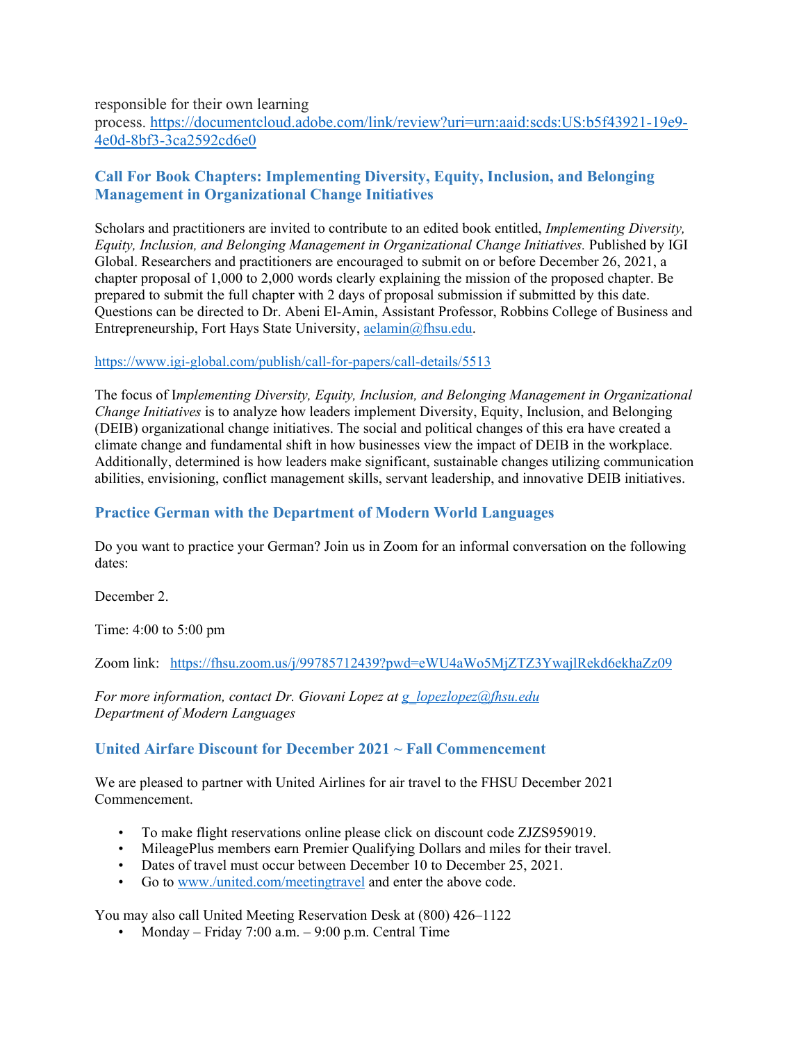responsible for their own learning process. https://documentcloud.adobe.com/link/review?uri=urn:aaid:scds:US:b5f43921-19e9-4e0d-8bf3-3ca2592cd6e0

### Call For Book Chapters: Implementing Diversity, Equity, Inclusion, and Belonging Management in Organizational Change Initiatives

Scholars and practitioners are invited to contribute to an edited book entitled, *Implementing Diversity, Equity, Inclusion, and Belonging Management in Organizational Change Initiatives.* Published by IGI Global. Researchers and practitioners are encouraged to submit on or before December 26, 2021, a chapter proposal of 1,000 to 2,000 words clearly explaining the mission of the proposed chapter. Be prepared to submit the full chapter with 2 days of proposal submission if submitted by this date. Questions can be directed to Dr. Abeni El-Amin, Assistant Professor, Robbins College of Business and Entrepreneurship, Fort Hays State University, aelamin@fhsu.edu.

https://www.igi-global.com/publish/call-for-papers/call-details/5513

The focus of I*mplementing Diversity, Equity, Inclusion, and Belonging Management in Organizational Change Initiatives* is to analyze how leaders implement Diversity, Equity, Inclusion, and Belonging (DEIB) organizational change initiatives. The social and political changes of this era have created a climate change and fundamental shift in how businesses view the impact of DEIB in the workplace. Additionally, determined is how leaders make significant, sustainable changes utilizing communication abilities, envisioning, conflict management skills, servant leadership, and innovative DEIB initiatives.

### Practice German with the Department of Modern World Languages

Do you want to practice your German? Join us in Zoom for an informal conversation on the following dates:

December 2.

Time: 4:00 to 5:00 pm

Zoom link: https://fhsu.zoom.us/j/99785712439?pwd=eWU4aWo5MjZTZ3YwajlRekd6ekhaZz09

*For more information, contact Dr. Giovani Lopez at g_lopezlopez@fhsu.edu*
*Department of Modern Languages*

### United Airfare Discount for December 2021 ~ Fall Commencement

We are pleased to partner with United Airlines for air travel to the FHSU December 2021 Commencement.

- To make flight reservations online please click on discount code ZJZS959019.
- MileagePlus members earn Premier Qualifying Dollars and miles for their travel.
- Dates of travel must occur between December 10 to December 25, 2021.
- Go to www./united.com/meetingtravel and enter the above code.

You may also call United Meeting Reservation Desk at (800) 426–1122

- Monday – Friday 7:00 a.m. – 9:00 p.m. Central Time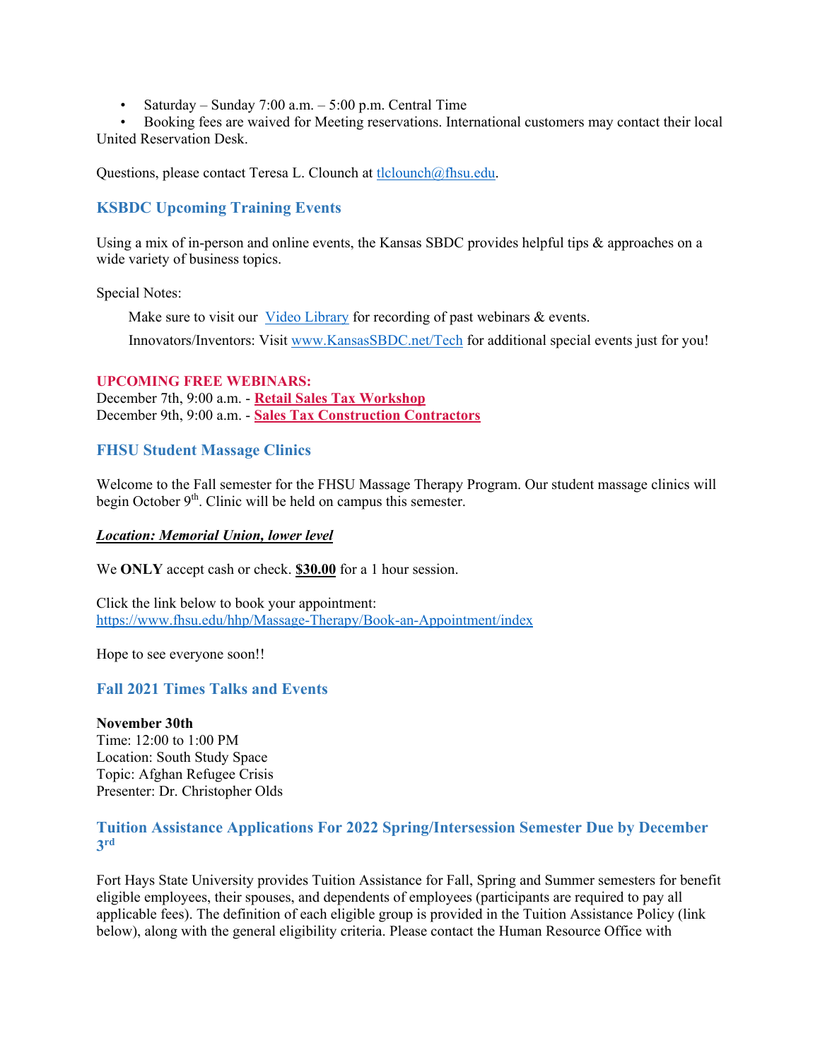- Saturday – Sunday 7:00 a.m. – 5:00 p.m. Central Time
- Booking fees are waived for Meeting reservations. International customers may contact their local United Reservation Desk.

Questions, please contact Teresa L. Clounch at tlclounch@fhsu.edu.

### KSBDC Upcoming Training Events

Using a mix of in-person and online events, the Kansas SBDC provides helpful tips & approaches on a wide variety of business topics.

Special Notes:

Make sure to visit our Video Library for recording of past webinars & events.

Innovators/Inventors: Visit www.KansasSBDC.net/Tech for additional special events just for you!

**UPCOMING FREE WEBINARS:**
December 7th, 9:00 a.m. - **Retail Sales Tax Workshop**
December 9th, 9:00 a.m. - **Sales Tax Construction Contractors**

### FHSU Student Massage Clinics

Welcome to the Fall semester for the FHSU Massage Therapy Program. Our student massage clinics will begin October 9th. Clinic will be held on campus this semester.

***Location: Memorial Union, lower level***

We **ONLY** accept cash or check. **$30.00** for a 1 hour session.

Click the link below to book your appointment:
https://www.fhsu.edu/hhp/Massage-Therapy/Book-an-Appointment/index

Hope to see everyone soon!!

### Fall 2021 Times Talks and Events

**November 30th**
Time: 12:00 to 1:00 PM
Location: South Study Space
Topic: Afghan Refugee Crisis
Presenter: Dr. Christopher Olds

### Tuition Assistance Applications For 2022 Spring/Intersession Semester Due by December 3rd

Fort Hays State University provides Tuition Assistance for Fall, Spring and Summer semesters for benefit eligible employees, their spouses, and dependents of employees (participants are required to pay all applicable fees). The definition of each eligible group is provided in the Tuition Assistance Policy (link below), along with the general eligibility criteria. Please contact the Human Resource Office with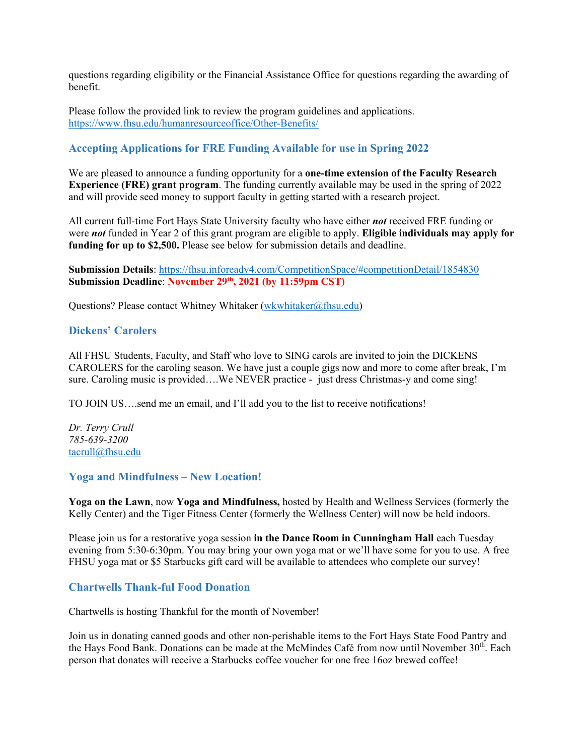questions regarding eligibility or the Financial Assistance Office for questions regarding the awarding of benefit.

Please follow the provided link to review the program guidelines and applications.
https://www.fhsu.edu/humanresourceoffice/Other-Benefits/

### Accepting Applications for FRE Funding Available for use in Spring 2022

We are pleased to announce a funding opportunity for a **one-time extension of the Faculty Research Experience (FRE) grant program**. The funding currently available may be used in the spring of 2022 and will provide seed money to support faculty in getting started with a research project.

All current full-time Fort Hays State University faculty who have either ***not*** received FRE funding or were ***not*** funded in Year 2 of this grant program are eligible to apply. **Eligible individuals may apply for funding for up to $2,500.** Please see below for submission details and deadline.

**Submission Details**: https://fhsu.infoready4.com/CompetitionSpace/#competitionDetail/1854830
**Submission Deadline**: **November 29th, 2021 (by 11:59pm CST)**

Questions? Please contact Whitney Whitaker (wkwhitaker@fhsu.edu)

### Dickens' Carolers

All FHSU Students, Faculty, and Staff who love to SING carols are invited to join the DICKENS CAROLERS for the caroling season. We have just a couple gigs now and more to come after break, I'm sure. Caroling music is provided….We NEVER practice - just dress Christmas-y and come sing!

TO JOIN US….send me an email, and I'll add you to the list to receive notifications!

*Dr. Terry Crull*
*785-639-3200*
tacrull@fhsu.edu

### Yoga and Mindfulness – New Location!

**Yoga on the Lawn**, now **Yoga and Mindfulness,** hosted by Health and Wellness Services (formerly the Kelly Center) and the Tiger Fitness Center (formerly the Wellness Center) will now be held indoors.

Please join us for a restorative yoga session **in the Dance Room in Cunningham Hall** each Tuesday evening from 5:30-6:30pm. You may bring your own yoga mat or we'll have some for you to use. A free FHSU yoga mat or $5 Starbucks gift card will be available to attendees who complete our survey!

### Chartwells Thank-ful Food Donation

Chartwells is hosting Thankful for the month of November!

Join us in donating canned goods and other non-perishable items to the Fort Hays State Food Pantry and the Hays Food Bank. Donations can be made at the McMindes Café from now until November 30th. Each person that donates will receive a Starbucks coffee voucher for one free 16oz brewed coffee!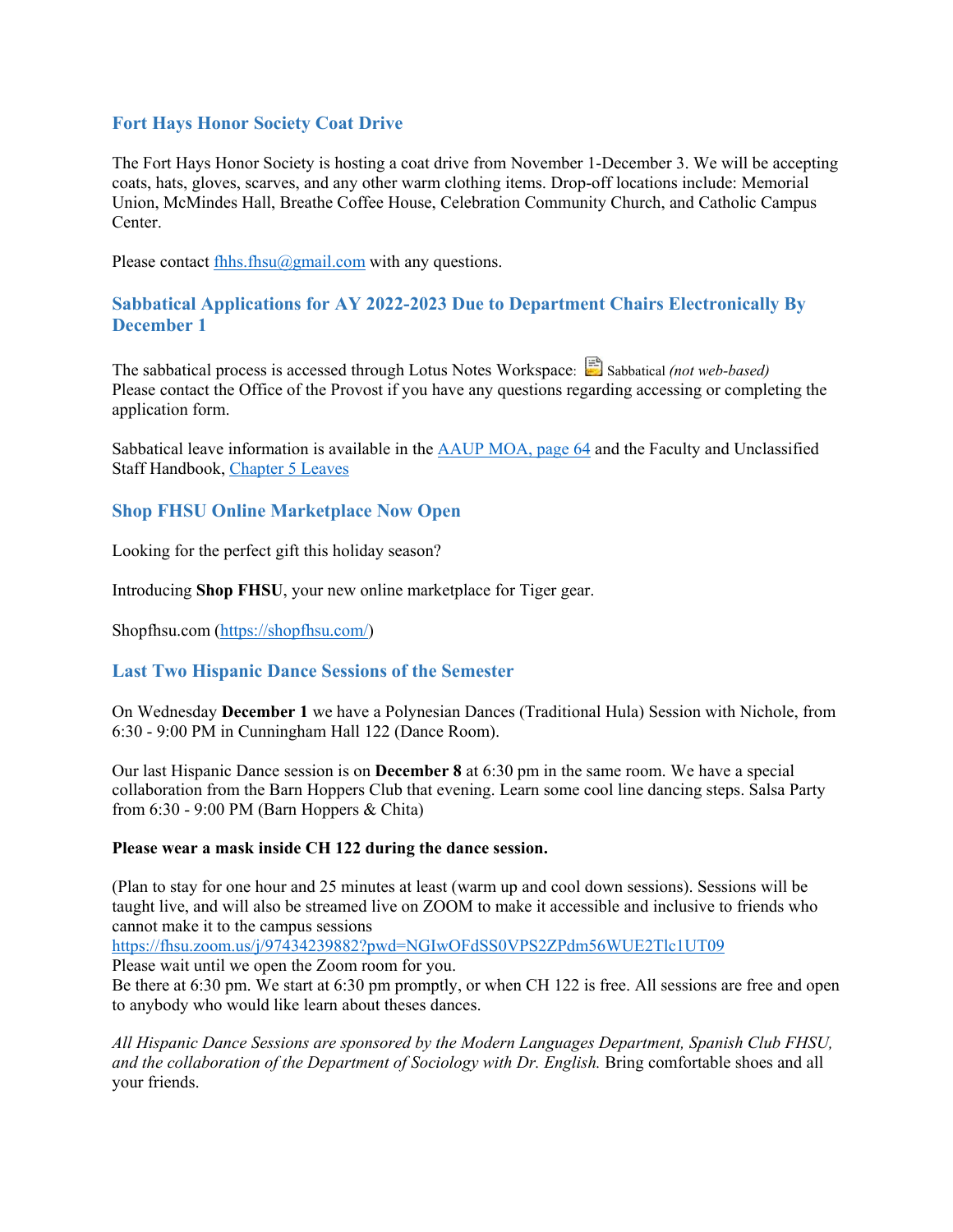## Fort Hays Honor Society Coat Drive

The Fort Hays Honor Society is hosting a coat drive from November 1-December 3. We will be accepting coats, hats, gloves, scarves, and any other warm clothing items. Drop-off locations include: Memorial Union, McMindes Hall, Breathe Coffee House, Celebration Community Church, and Catholic Campus Center.

Please contact [fhhs.fhsu@gmail.com](mailto:fhhs.fhsu@gmail.com) with any questions.

## Sabbatical Applications for AY 2022-2023 Due to Department Chairs Electronically By December 1

The sabbatical process is accessed through Lotus Notes Workspace: Sabbatical *(not web-based)*
Please contact the Office of the Provost if you have any questions regarding accessing or completing the application form.

Sabbatical leave information is available in the AAUP MOA, page 64 and the Faculty and Unclassified Staff Handbook, Chapter 5 Leaves

## Shop FHSU Online Marketplace Now Open

Looking for the perfect gift this holiday season?

Introducing **Shop FHSU**, your new online marketplace for Tiger gear.

Shopfhsu.com (https://shopfhsu.com/)

## Last Two Hispanic Dance Sessions of the Semester

On Wednesday **December 1** we have a Polynesian Dances (Traditional Hula) Session with Nichole, from 6:30 - 9:00 PM in Cunningham Hall 122 (Dance Room).

Our last Hispanic Dance session is on **December 8** at 6:30 pm in the same room. We have a special collaboration from the Barn Hoppers Club that evening. Learn some cool line dancing steps. Salsa Party from 6:30 - 9:00 PM (Barn Hoppers & Chita)

**Please wear a mask inside CH 122 during the dance session.**

(Plan to stay for one hour and 25 minutes at least (warm up and cool down sessions). Sessions will be taught live, and will also be streamed live on ZOOM to make it accessible and inclusive to friends who cannot make it to the campus sessions
https://fhsu.zoom.us/j/97434239882?pwd=NGIwOFdSS0VPS2ZPdm56WUE2Tlc1UT09
Please wait until we open the Zoom room for you.
Be there at 6:30 pm. We start at 6:30 pm promptly, or when CH 122 is free. All sessions are free and open to anybody who would like learn about theses dances.

*All Hispanic Dance Sessions are sponsored by the Modern Languages Department, Spanish Club FHSU, and the collaboration of the Department of Sociology with Dr. English.* Bring comfortable shoes and all your friends.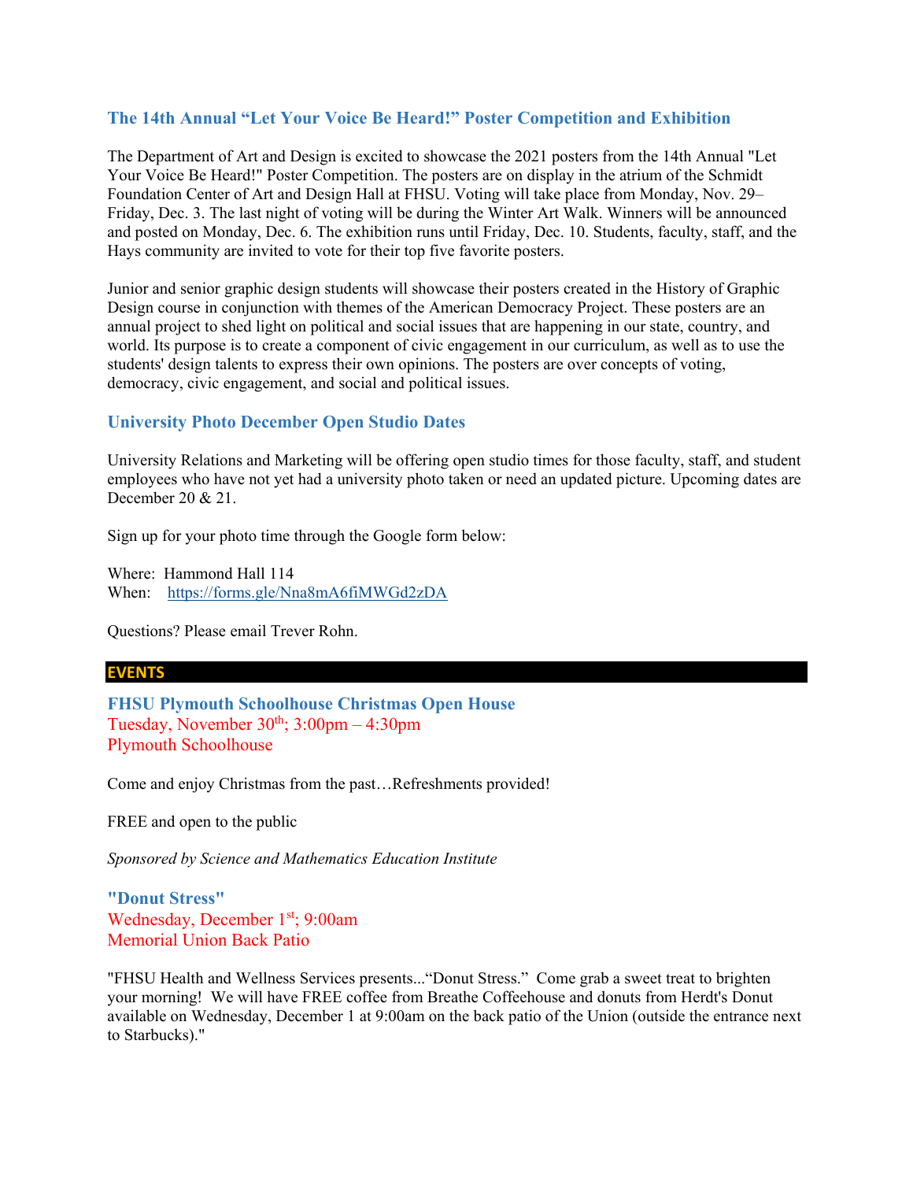### The 14th Annual "Let Your Voice Be Heard!" Poster Competition and Exhibition

The Department of Art and Design is excited to showcase the 2021 posters from the 14th Annual "Let Your Voice Be Heard!" Poster Competition. The posters are on display in the atrium of the Schmidt Foundation Center of Art and Design Hall at FHSU. Voting will take place from Monday, Nov. 29–Friday, Dec. 3. The last night of voting will be during the Winter Art Walk. Winners will be announced and posted on Monday, Dec. 6. The exhibition runs until Friday, Dec. 10. Students, faculty, staff, and the Hays community are invited to vote for their top five favorite posters.

Junior and senior graphic design students will showcase their posters created in the History of Graphic Design course in conjunction with themes of the American Democracy Project. These posters are an annual project to shed light on political and social issues that are happening in our state, country, and world. Its purpose is to create a component of civic engagement in our curriculum, as well as to use the students' design talents to express their own opinions. The posters are over concepts of voting, democracy, civic engagement, and social and political issues.

### University Photo December Open Studio Dates

University Relations and Marketing will be offering open studio times for those faculty, staff, and student employees who have not yet had a university photo taken or need an updated picture. Upcoming dates are December 20 & 21.

Sign up for your photo time through the Google form below:

Where: Hammond Hall 114
When: https://forms.gle/Nna8mA6fiMWGd2zDA

Questions? Please email Trever Rohn.

## EVENTS

### FHSU Plymouth Schoolhouse Christmas Open House

Tuesday, November 30th; 3:00pm – 4:30pm
Plymouth Schoolhouse

Come and enjoy Christmas from the past…Refreshments provided!

FREE and open to the public

*Sponsored by Science and Mathematics Education Institute*

### "Donut Stress"

Wednesday, December 1st; 9:00am
Memorial Union Back Patio

"FHSU Health and Wellness Services presents..."Donut Stress." Come grab a sweet treat to brighten your morning! We will have FREE coffee from Breathe Coffeehouse and donuts from Herdt's Donut available on Wednesday, December 1 at 9:00am on the back patio of the Union (outside the entrance next to Starbucks)."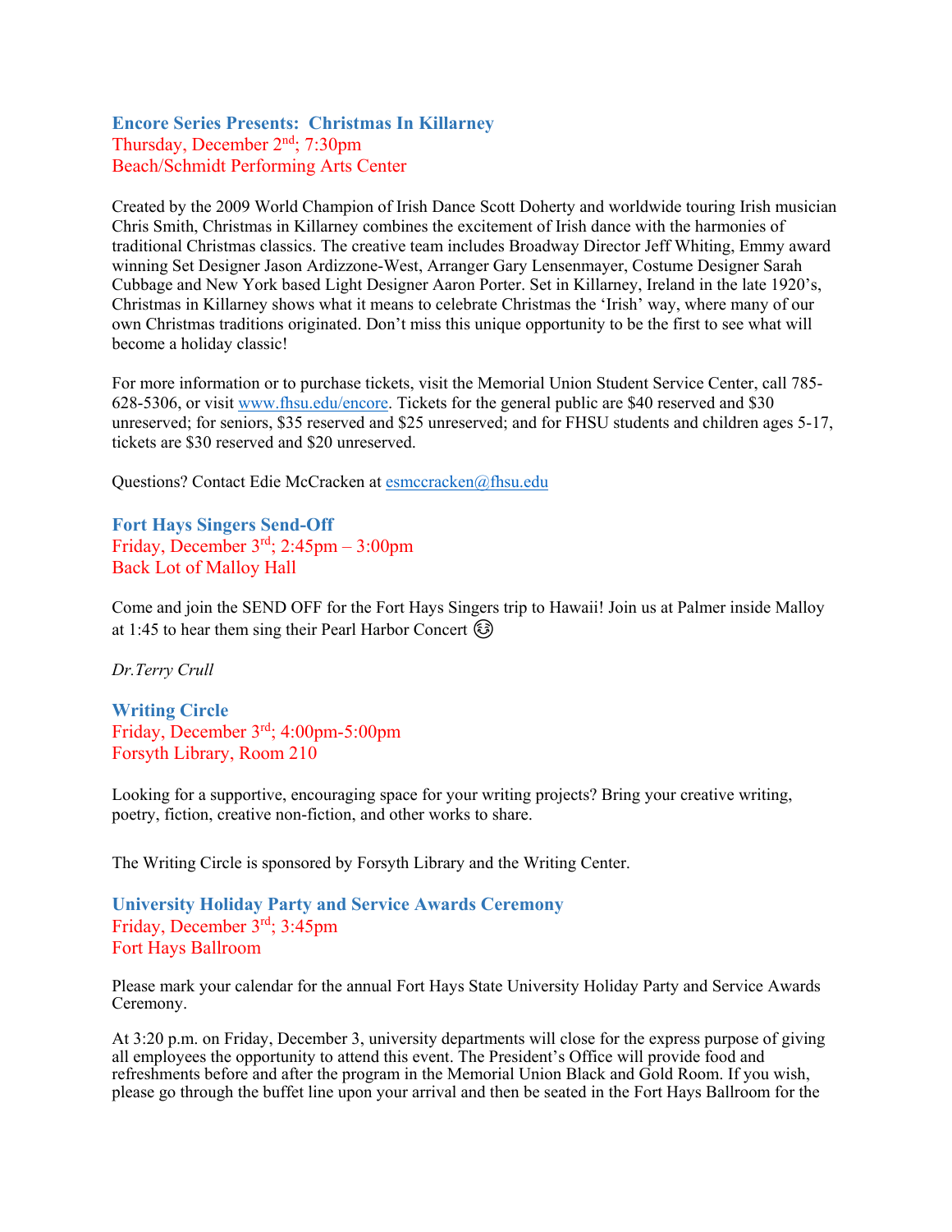### Encore Series Presents: Christmas In Killarney

Thursday, December 2nd; 7:30pm
Beach/Schmidt Performing Arts Center

Created by the 2009 World Champion of Irish Dance Scott Doherty and worldwide touring Irish musician Chris Smith, Christmas in Killarney combines the excitement of Irish dance with the harmonies of traditional Christmas classics. The creative team includes Broadway Director Jeff Whiting, Emmy award winning Set Designer Jason Ardizzone-West, Arranger Gary Lensenmayer, Costume Designer Sarah Cubbage and New York based Light Designer Aaron Porter. Set in Killarney, Ireland in the late 1920's, Christmas in Killarney shows what it means to celebrate Christmas the 'Irish' way, where many of our own Christmas traditions originated. Don't miss this unique opportunity to be the first to see what will become a holiday classic!

For more information or to purchase tickets, visit the Memorial Union Student Service Center, call 785-628-5306, or visit www.fhsu.edu/encore. Tickets for the general public are $40 reserved and $30 unreserved; for seniors, $35 reserved and $25 unreserved; and for FHSU students and children ages 5-17, tickets are $30 reserved and $20 unreserved.

Questions? Contact Edie McCracken at esmccracken@fhsu.edu

### Fort Hays Singers Send-Off

Friday, December 3rd; 2:45pm – 3:00pm
Back Lot of Malloy Hall

Come and join the SEND OFF for the Fort Hays Singers trip to Hawaii! Join us at Palmer inside Malloy at 1:45 to hear them sing their Pearl Harbor Concert 😊

*Dr.Terry Crull*

### Writing Circle

Friday, December 3rd; 4:00pm-5:00pm
Forsyth Library, Room 210

Looking for a supportive, encouraging space for your writing projects? Bring your creative writing, poetry, fiction, creative non-fiction, and other works to share.

The Writing Circle is sponsored by Forsyth Library and the Writing Center.

### University Holiday Party and Service Awards Ceremony

Friday, December 3rd; 3:45pm
Fort Hays Ballroom

Please mark your calendar for the annual Fort Hays State University Holiday Party and Service Awards Ceremony.

At 3:20 p.m. on Friday, December 3, university departments will close for the express purpose of giving all employees the opportunity to attend this event. The President's Office will provide food and refreshments before and after the program in the Memorial Union Black and Gold Room. If you wish, please go through the buffet line upon your arrival and then be seated in the Fort Hays Ballroom for the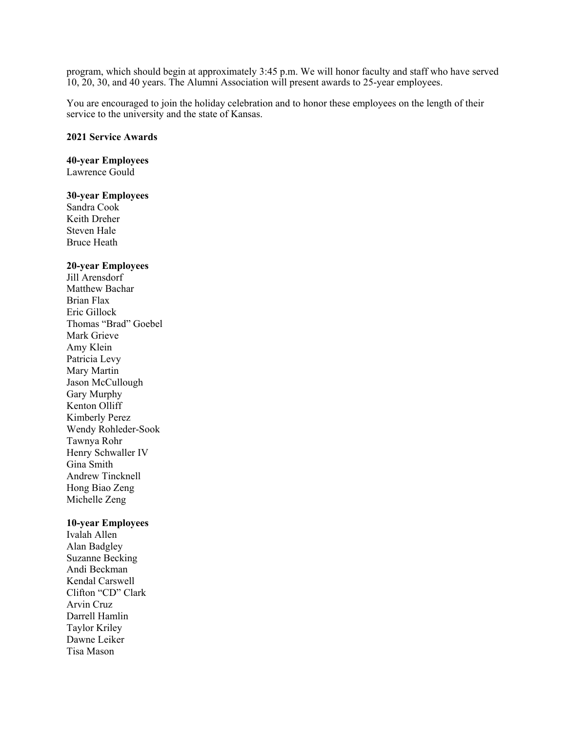program, which should begin at approximately 3:45 p.m. We will honor faculty and staff who have served 10, 20, 30, and 40 years. The Alumni Association will present awards to 25-year employees.

You are encouraged to join the holiday celebration and to honor these employees on the length of their service to the university and the state of Kansas.

**2021 Service Awards**

**40-year Employees**
Lawrence Gould

**30-year Employees**
Sandra Cook
Keith Dreher
Steven Hale
Bruce Heath

**20-year Employees**
Jill Arensdorf
Matthew Bachar
Brian Flax
Eric Gillock
Thomas "Brad" Goebel
Mark Grieve
Amy Klein
Patricia Levy
Mary Martin
Jason McCullough
Gary Murphy
Kenton Olliff
Kimberly Perez
Wendy Rohleder-Sook
Tawnya Rohr
Henry Schwaller IV
Gina Smith
Andrew Tincknell
Hong Biao Zeng
Michelle Zeng

**10-year Employees**
Ivalah Allen
Alan Badgley
Suzanne Becking
Andi Beckman
Kendal Carswell
Clifton "CD" Clark
Arvin Cruz
Darrell Hamlin
Taylor Kriley
Dawne Leiker
Tisa Mason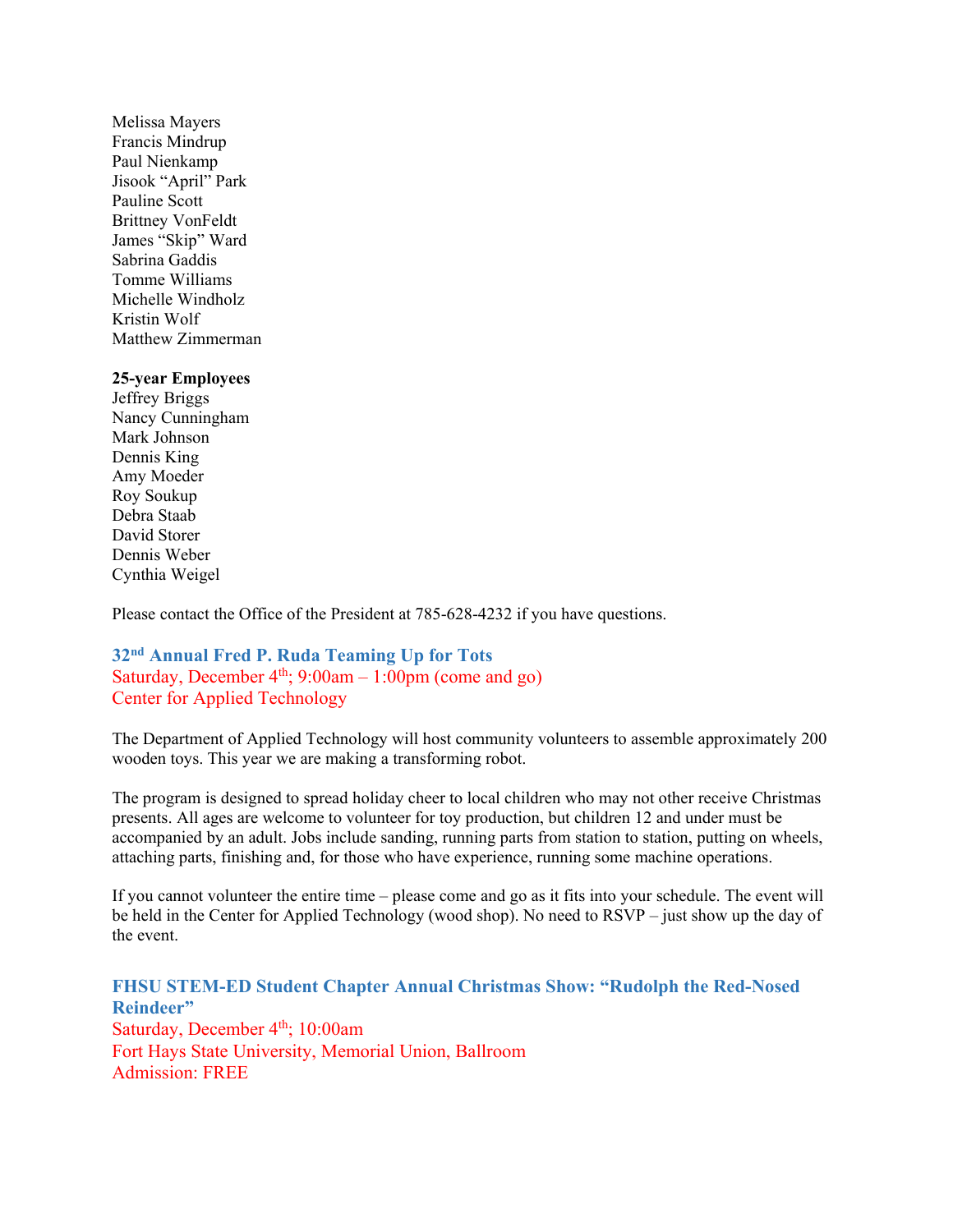Melissa Mayers
Francis Mindrup
Paul Nienkamp
Jisook "April" Park
Pauline Scott
Brittney VonFeldt
James "Skip" Ward
Sabrina Gaddis
Tomme Williams
Michelle Windholz
Kristin Wolf
Matthew Zimmerman

**25-year Employees**
Jeffrey Briggs
Nancy Cunningham
Mark Johnson
Dennis King
Amy Moeder
Roy Soukup
Debra Staab
David Storer
Dennis Weber
Cynthia Weigel

Please contact the Office of the President at 785-628-4232 if you have questions.

### 32nd Annual Fred P. Ruda Teaming Up for Tots

Saturday, December 4th; 9:00am – 1:00pm (come and go)
Center for Applied Technology

The Department of Applied Technology will host community volunteers to assemble approximately 200 wooden toys. This year we are making a transforming robot.

The program is designed to spread holiday cheer to local children who may not other receive Christmas presents. All ages are welcome to volunteer for toy production, but children 12 and under must be accompanied by an adult. Jobs include sanding, running parts from station to station, putting on wheels, attaching parts, finishing and, for those who have experience, running some machine operations.

If you cannot volunteer the entire time – please come and go as it fits into your schedule. The event will be held in the Center for Applied Technology (wood shop). No need to RSVP – just show up the day of the event.

### FHSU STEM-ED Student Chapter Annual Christmas Show: "Rudolph the Red-Nosed Reindeer"

Saturday, December 4th; 10:00am
Fort Hays State University, Memorial Union, Ballroom
Admission: FREE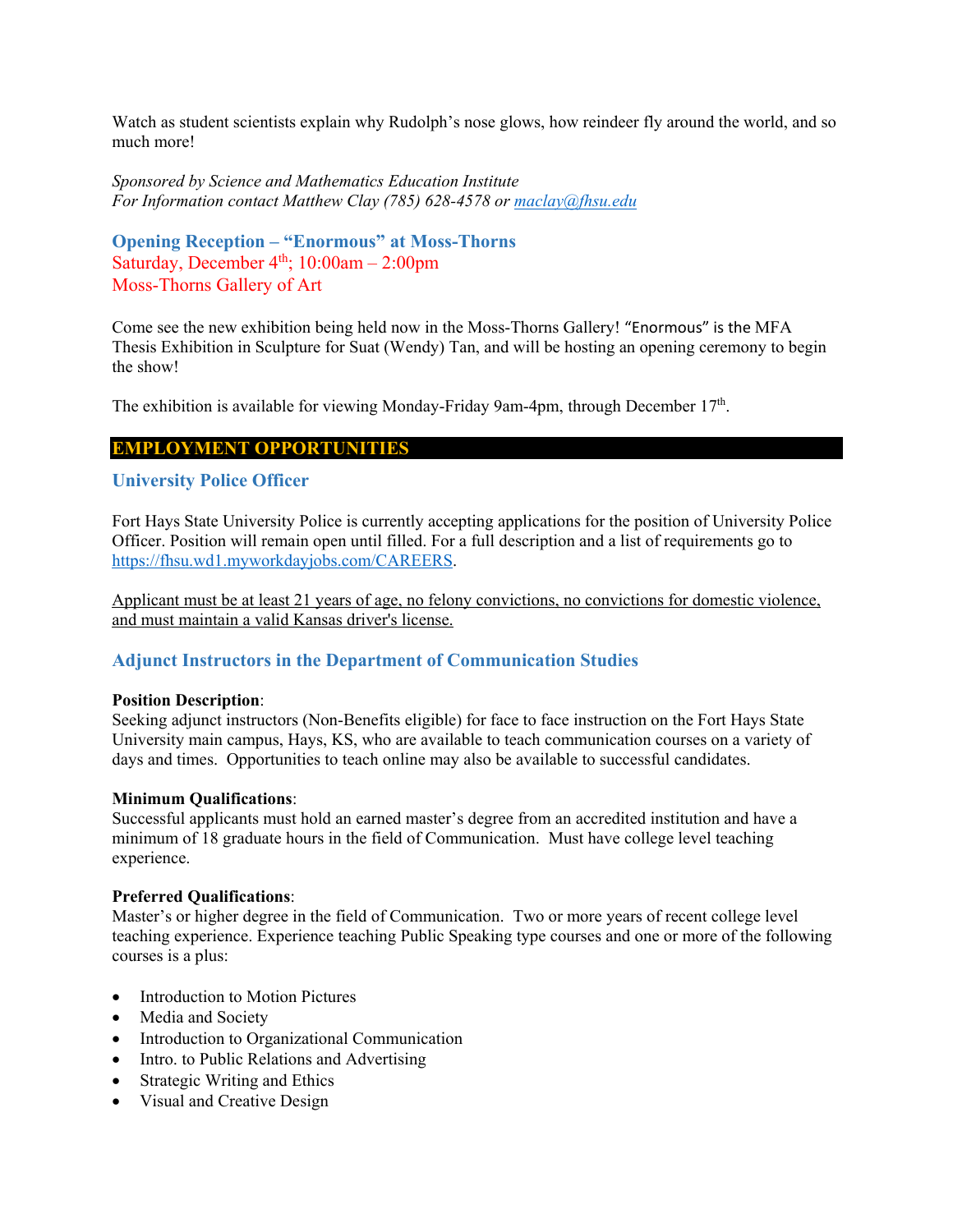Watch as student scientists explain why Rudolph's nose glows, how reindeer fly around the world, and so much more!

*Sponsored by Science and Mathematics Education Institute*
*For Information contact Matthew Clay (785) 628-4578 or [maclay@fhsu.edu](mailto:maclay@fhsu.edu)*

### Opening Reception – "Enormous" at Moss-Thorns

Saturday, December 4th; 10:00am – 2:00pm
Moss-Thorns Gallery of Art

Come see the new exhibition being held now in the Moss-Thorns Gallery! "Enormous" is the MFA Thesis Exhibition in Sculpture for Suat (Wendy) Tan, and will be hosting an opening ceremony to begin the show!

The exhibition is available for viewing Monday-Friday 9am-4pm, through December 17th.

## EMPLOYMENT OPPORTUNITIES

### University Police Officer

Fort Hays State University Police is currently accepting applications for the position of University Police Officer. Position will remain open until filled. For a full description and a list of requirements go to [https://fhsu.wd1.myworkdayjobs.com/CAREERS](https://fhsu.wd1.myworkdayjobs.com/CAREERS).

Applicant must be at least 21 years of age, no felony convictions, no convictions for domestic violence, and must maintain a valid Kansas driver's license.

### Adjunct Instructors in the Department of Communication Studies

**Position Description**:
Seeking adjunct instructors (Non-Benefits eligible) for face to face instruction on the Fort Hays State University main campus, Hays, KS, who are available to teach communication courses on a variety of days and times. Opportunities to teach online may also be available to successful candidates.

**Minimum Qualifications**:
Successful applicants must hold an earned master's degree from an accredited institution and have a minimum of 18 graduate hours in the field of Communication. Must have college level teaching experience.

**Preferred Qualifications**:
Master's or higher degree in the field of Communication. Two or more years of recent college level teaching experience. Experience teaching Public Speaking type courses and one or more of the following courses is a plus:

- Introduction to Motion Pictures
- Media and Society
- Introduction to Organizational Communication
- Intro. to Public Relations and Advertising
- Strategic Writing and Ethics
- Visual and Creative Design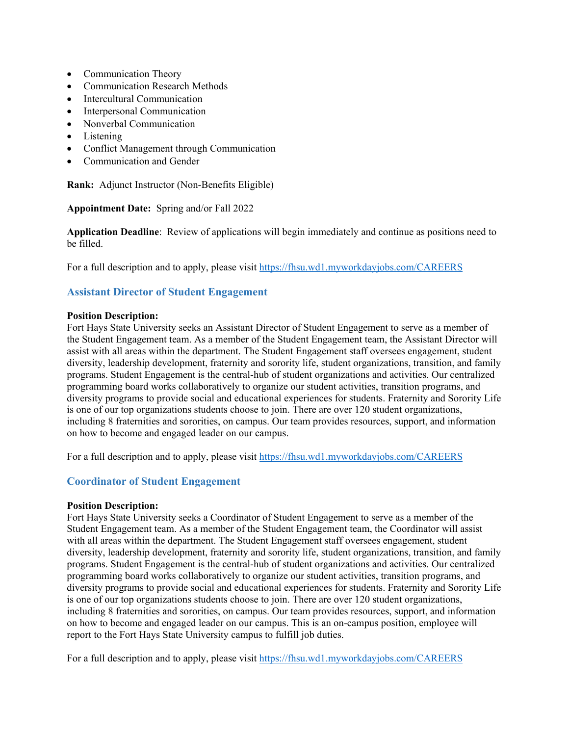- Communication Theory
- Communication Research Methods
- Intercultural Communication
- Interpersonal Communication
- Nonverbal Communication
- Listening
- Conflict Management through Communication
- Communication and Gender

**Rank:** Adjunct Instructor (Non-Benefits Eligible)

**Appointment Date:** Spring and/or Fall 2022

**Application Deadline**: Review of applications will begin immediately and continue as positions need to be filled.

For a full description and to apply, please visit https://fhsu.wd1.myworkdayjobs.com/CAREERS

## Assistant Director of Student Engagement

**Position Description:**
Fort Hays State University seeks an Assistant Director of Student Engagement to serve as a member of the Student Engagement team. As a member of the Student Engagement team, the Assistant Director will assist with all areas within the department. The Student Engagement staff oversees engagement, student diversity, leadership development, fraternity and sorority life, student organizations, transition, and family programs. Student Engagement is the central-hub of student organizations and activities. Our centralized programming board works collaboratively to organize our student activities, transition programs, and diversity programs to provide social and educational experiences for students. Fraternity and Sorority Life is one of our top organizations students choose to join. There are over 120 student organizations, including 8 fraternities and sororities, on campus. Our team provides resources, support, and information on how to become and engaged leader on our campus.

For a full description and to apply, please visit https://fhsu.wd1.myworkdayjobs.com/CAREERS

## Coordinator of Student Engagement

**Position Description:**
Fort Hays State University seeks a Coordinator of Student Engagement to serve as a member of the Student Engagement team. As a member of the Student Engagement team, the Coordinator will assist with all areas within the department. The Student Engagement staff oversees engagement, student diversity, leadership development, fraternity and sorority life, student organizations, transition, and family programs. Student Engagement is the central-hub of student organizations and activities. Our centralized programming board works collaboratively to organize our student activities, transition programs, and diversity programs to provide social and educational experiences for students. Fraternity and Sorority Life is one of our top organizations students choose to join. There are over 120 student organizations, including 8 fraternities and sororities, on campus. Our team provides resources, support, and information on how to become and engaged leader on our campus. This is an on-campus position, employee will report to the Fort Hays State University campus to fulfill job duties.

For a full description and to apply, please visit https://fhsu.wd1.myworkdayjobs.com/CAREERS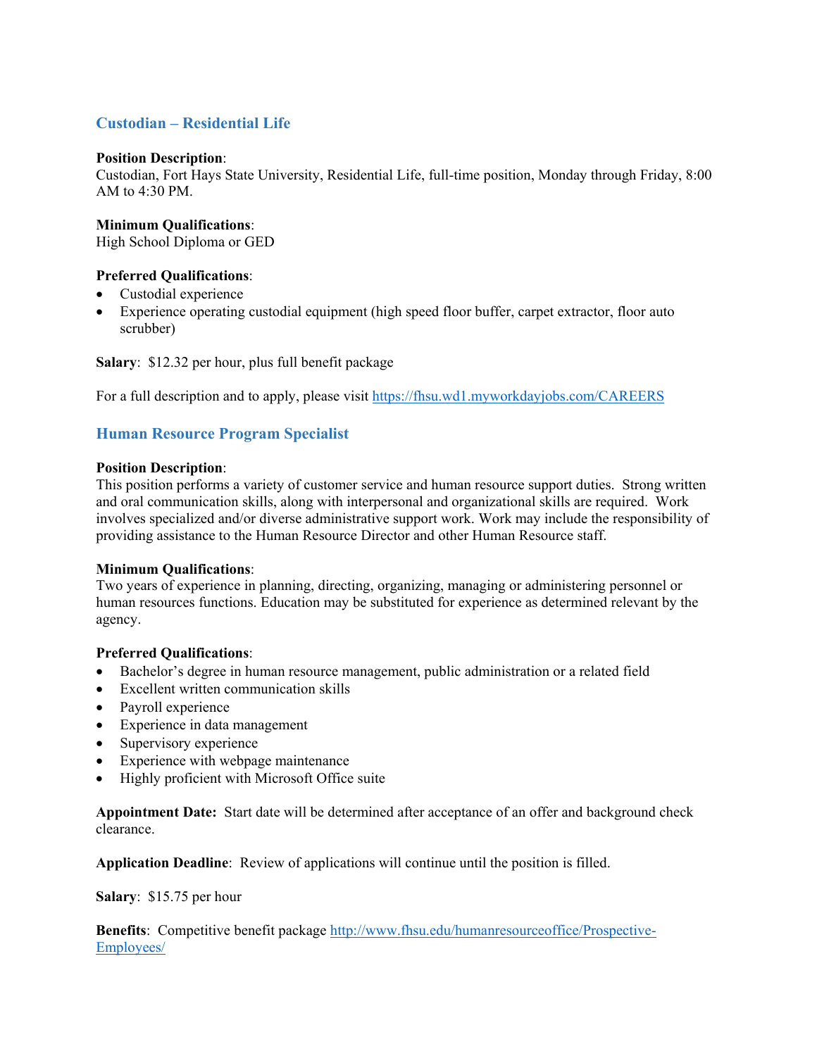## Custodian – Residential Life

**Position Description**:
Custodian, Fort Hays State University, Residential Life, full-time position, Monday through Friday, 8:00 AM to 4:30 PM.

**Minimum Qualifications**:
High School Diploma or GED

**Preferred Qualifications**:

- Custodial experience
- Experience operating custodial equipment (high speed floor buffer, carpet extractor, floor auto scrubber)

**Salary**: $12.32 per hour, plus full benefit package

For a full description and to apply, please visit https://fhsu.wd1.myworkdayjobs.com/CAREERS

## Human Resource Program Specialist

**Position Description**:
This position performs a variety of customer service and human resource support duties. Strong written and oral communication skills, along with interpersonal and organizational skills are required. Work involves specialized and/or diverse administrative support work. Work may include the responsibility of providing assistance to the Human Resource Director and other Human Resource staff.

**Minimum Qualifications**:
Two years of experience in planning, directing, organizing, managing or administering personnel or human resources functions. Education may be substituted for experience as determined relevant by the agency.

**Preferred Qualifications**:

- Bachelor's degree in human resource management, public administration or a related field
- Excellent written communication skills
- Payroll experience
- Experience in data management
- Supervisory experience
- Experience with webpage maintenance
- Highly proficient with Microsoft Office suite

**Appointment Date:** Start date will be determined after acceptance of an offer and background check clearance.

**Application Deadline**: Review of applications will continue until the position is filled.

**Salary**: $15.75 per hour

**Benefits**: Competitive benefit package http://www.fhsu.edu/humanresourceoffice/Prospective-Employees/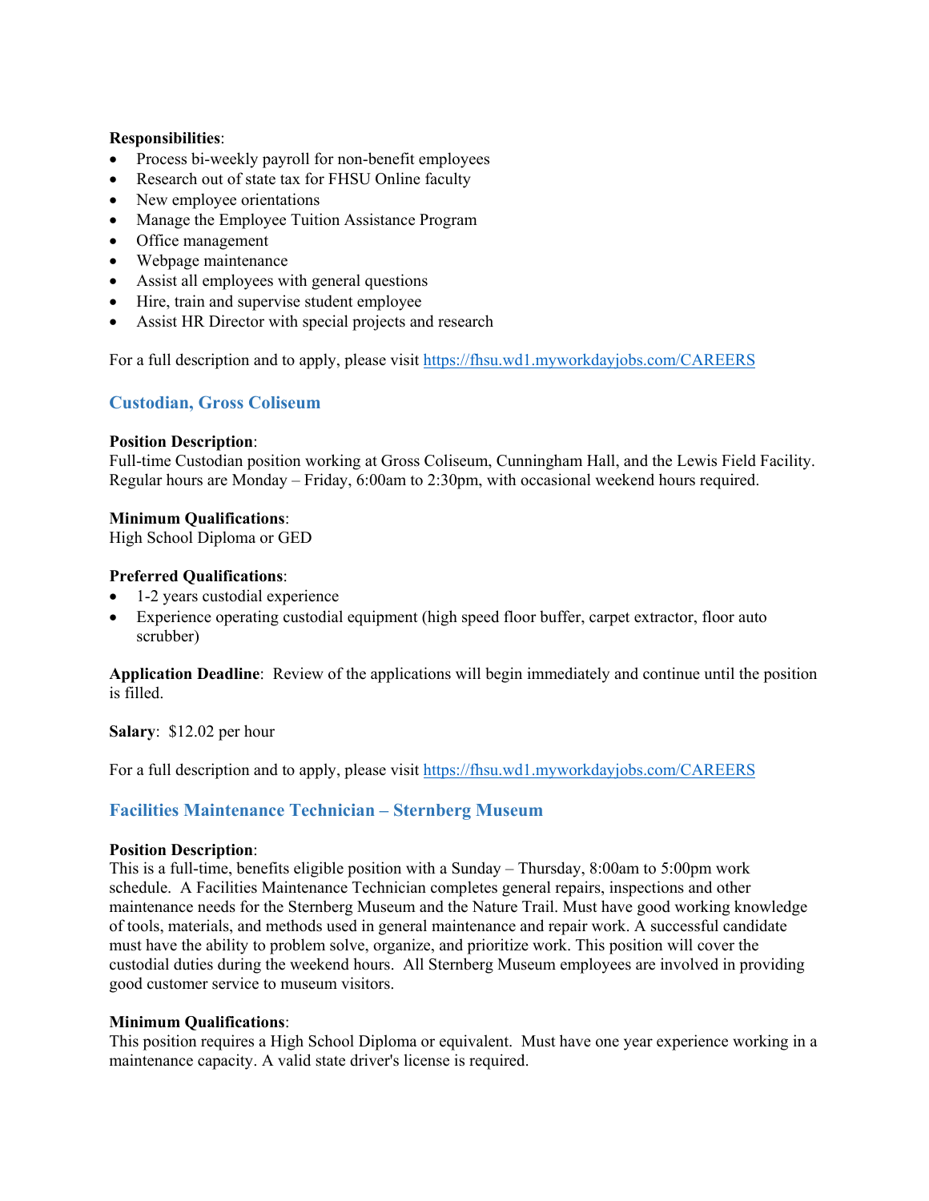**Responsibilities**:

- Process bi-weekly payroll for non-benefit employees
- Research out of state tax for FHSU Online faculty
- New employee orientations
- Manage the Employee Tuition Assistance Program
- Office management
- Webpage maintenance
- Assist all employees with general questions
- Hire, train and supervise student employee
- Assist HR Director with special projects and research

For a full description and to apply, please visit https://fhsu.wd1.myworkdayjobs.com/CAREERS

## Custodian, Gross Coliseum

**Position Description**:
Full-time Custodian position working at Gross Coliseum, Cunningham Hall, and the Lewis Field Facility. Regular hours are Monday – Friday, 6:00am to 2:30pm, with occasional weekend hours required.

**Minimum Qualifications**:
High School Diploma or GED

**Preferred Qualifications**:

- 1-2 years custodial experience
- Experience operating custodial equipment (high speed floor buffer, carpet extractor, floor auto scrubber)

**Application Deadline**: Review of the applications will begin immediately and continue until the position is filled.

**Salary**: $12.02 per hour

For a full description and to apply, please visit https://fhsu.wd1.myworkdayjobs.com/CAREERS

## Facilities Maintenance Technician – Sternberg Museum

**Position Description**:
This is a full-time, benefits eligible position with a Sunday – Thursday, 8:00am to 5:00pm work schedule. A Facilities Maintenance Technician completes general repairs, inspections and other maintenance needs for the Sternberg Museum and the Nature Trail. Must have good working knowledge of tools, materials, and methods used in general maintenance and repair work. A successful candidate must have the ability to problem solve, organize, and prioritize work. This position will cover the custodial duties during the weekend hours. All Sternberg Museum employees are involved in providing good customer service to museum visitors.

**Minimum Qualifications**:
This position requires a High School Diploma or equivalent. Must have one year experience working in a maintenance capacity. A valid state driver's license is required.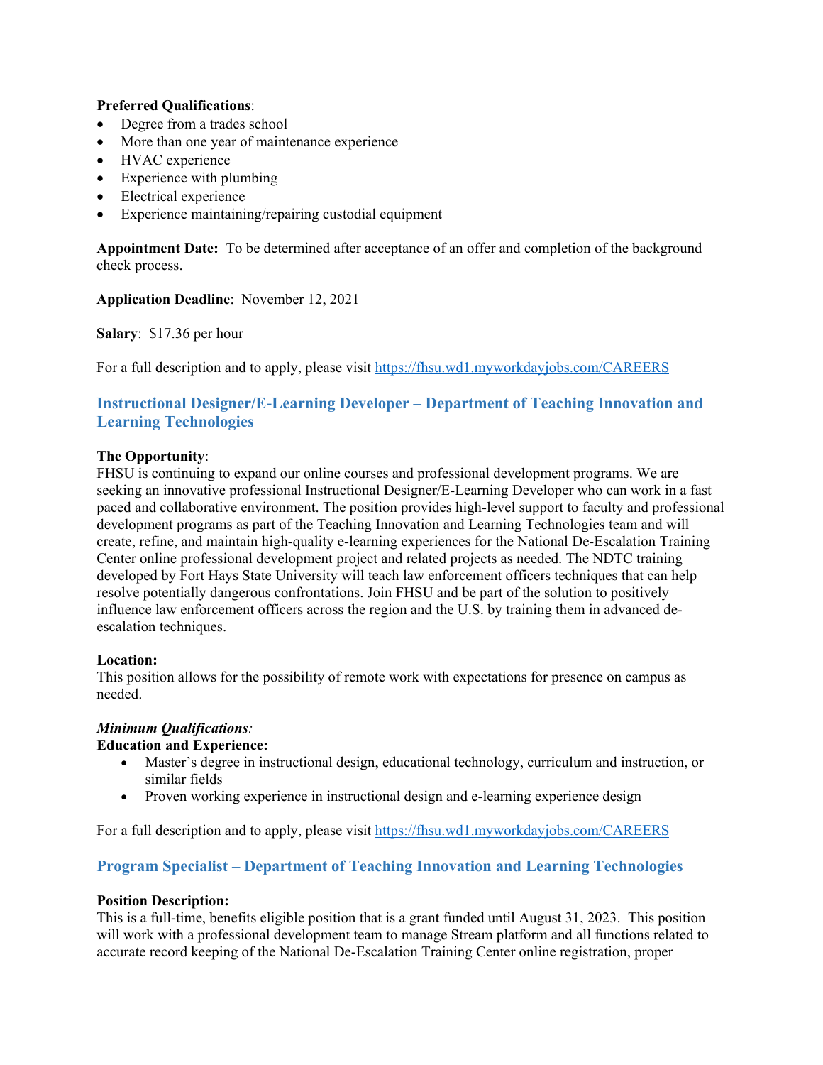**Preferred Qualifications**:

- Degree from a trades school
- More than one year of maintenance experience
- HVAC experience
- Experience with plumbing
- Electrical experience
- Experience maintaining/repairing custodial equipment

**Appointment Date:** To be determined after acceptance of an offer and completion of the background check process.

**Application Deadline**: November 12, 2021

**Salary**: $17.36 per hour

For a full description and to apply, please visit https://fhsu.wd1.myworkdayjobs.com/CAREERS

## Instructional Designer/E-Learning Developer – Department of Teaching Innovation and Learning Technologies

**The Opportunity**:
FHSU is continuing to expand our online courses and professional development programs. We are seeking an innovative professional Instructional Designer/E-Learning Developer who can work in a fast paced and collaborative environment. The position provides high-level support to faculty and professional development programs as part of the Teaching Innovation and Learning Technologies team and will create, refine, and maintain high-quality e-learning experiences for the National De-Escalation Training Center online professional development project and related projects as needed. The NDTC training developed by Fort Hays State University will teach law enforcement officers techniques that can help resolve potentially dangerous confrontations. Join FHSU and be part of the solution to positively influence law enforcement officers across the region and the U.S. by training them in advanced de-escalation techniques.

**Location:**
This position allows for the possibility of remote work with expectations for presence on campus as needed.

***Minimum Qualifications****:*
**Education and Experience:**

- Master's degree in instructional design, educational technology, curriculum and instruction, or similar fields
- Proven working experience in instructional design and e-learning experience design

For a full description and to apply, please visit https://fhsu.wd1.myworkdayjobs.com/CAREERS

## Program Specialist – Department of Teaching Innovation and Learning Technologies

**Position Description:**
This is a full-time, benefits eligible position that is a grant funded until August 31, 2023. This position will work with a professional development team to manage Stream platform and all functions related to accurate record keeping of the National De-Escalation Training Center online registration, proper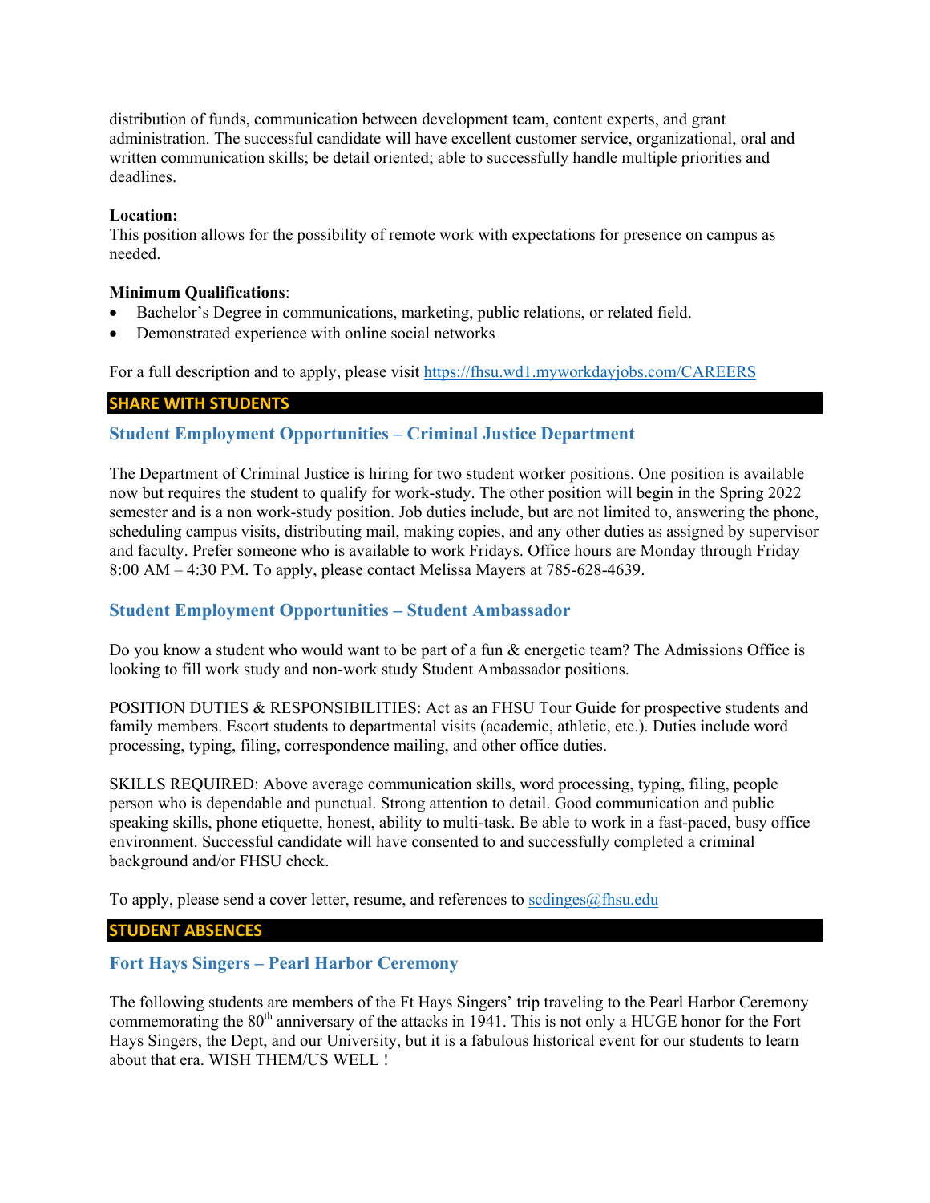distribution of funds, communication between development team, content experts, and grant administration. The successful candidate will have excellent customer service, organizational, oral and written communication skills; be detail oriented; able to successfully handle multiple priorities and deadlines.

**Location:**
This position allows for the possibility of remote work with expectations for presence on campus as needed.

**Minimum Qualifications**:

- Bachelor's Degree in communications, marketing, public relations, or related field.
- Demonstrated experience with online social networks

For a full description and to apply, please visit https://fhsu.wd1.myworkdayjobs.com/CAREERS

## SHARE WITH STUDENTS

### Student Employment Opportunities – Criminal Justice Department

The Department of Criminal Justice is hiring for two student worker positions. One position is available now but requires the student to qualify for work-study. The other position will begin in the Spring 2022 semester and is a non work-study position. Job duties include, but are not limited to, answering the phone, scheduling campus visits, distributing mail, making copies, and any other duties as assigned by supervisor and faculty. Prefer someone who is available to work Fridays. Office hours are Monday through Friday 8:00 AM – 4:30 PM. To apply, please contact Melissa Mayers at 785-628-4639.

### Student Employment Opportunities – Student Ambassador

Do you know a student who would want to be part of a fun & energetic team? The Admissions Office is looking to fill work study and non-work study Student Ambassador positions.

POSITION DUTIES & RESPONSIBILITIES: Act as an FHSU Tour Guide for prospective students and family members. Escort students to departmental visits (academic, athletic, etc.). Duties include word processing, typing, filing, correspondence mailing, and other office duties.

SKILLS REQUIRED: Above average communication skills, word processing, typing, filing, people person who is dependable and punctual. Strong attention to detail. Good communication and public speaking skills, phone etiquette, honest, ability to multi-task. Be able to work in a fast-paced, busy office environment. Successful candidate will have consented to and successfully completed a criminal background and/or FHSU check.

To apply, please send a cover letter, resume, and references to scdinges@fhsu.edu

## STUDENT ABSENCES

### Fort Hays Singers – Pearl Harbor Ceremony

The following students are members of the Ft Hays Singers' trip traveling to the Pearl Harbor Ceremony commemorating the 80th anniversary of the attacks in 1941. This is not only a HUGE honor for the Fort Hays Singers, the Dept, and our University, but it is a fabulous historical event for our students to learn about that era. WISH THEM/US WELL !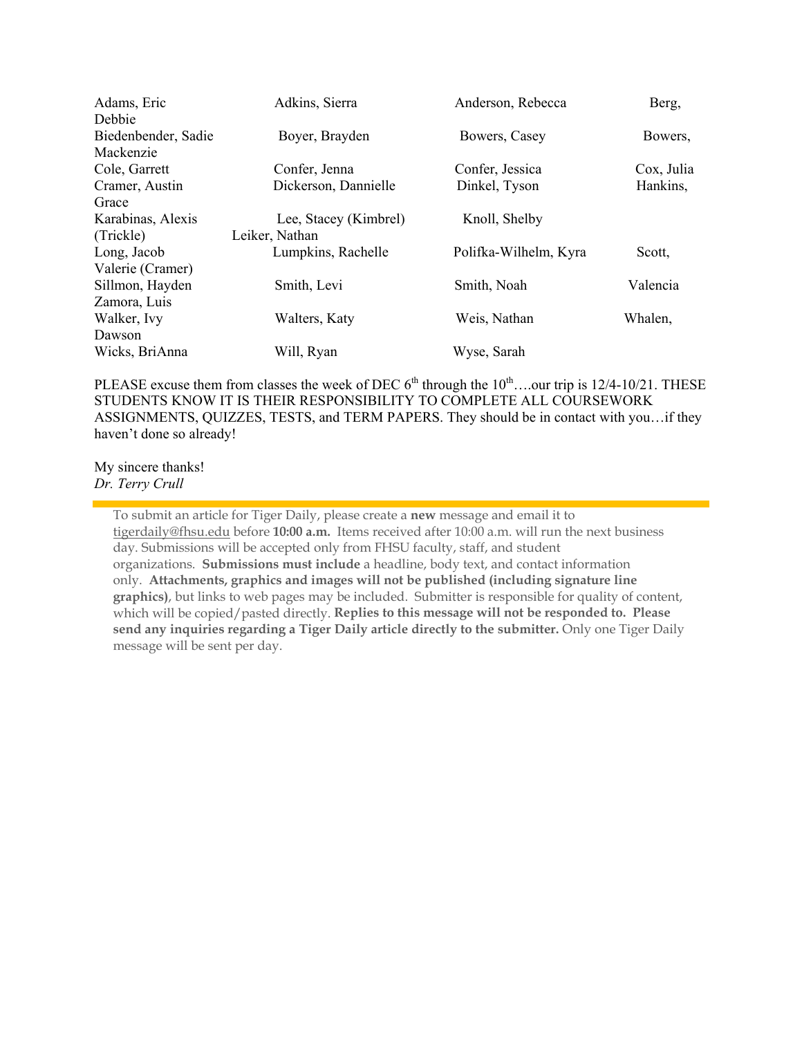| | | | |
|---|---|---|---|
| Adams, Eric | Adkins, Sierra | Anderson, Rebecca | Berg, Debbie |
| Biedenbender, Sadie | Boyer, Brayden | Bowers, Casey | Bowers, Mackenzie |
| Cole, Garrett | Confer, Jenna | Confer, Jessica | Cox, Julia |
| Cramer, Austin | Dickerson, Dannielle | Dinkel, Tyson | Hankins, Grace |
| Karabinas, Alexis (Trickle) | Lee, Stacey (Kimbrel) | Knoll, Shelby | Leiker, Nathan |
| Long, Jacob | Lumpkins, Rachelle | Polifka-Wilhelm, Kyra | Scott, Valerie (Cramer) |
| Sillmon, Hayden | Smith, Levi | Smith, Noah | Valencia Zamora, Luis |
| Walker, Ivy | Walters, Katy | Weis, Nathan | Whalen, Dawson |
| Wicks, BriAnna | Will, Ryan | Wyse, Sarah | |

PLEASE excuse them from classes the week of DEC 6th through the 10th….our trip is 12/4-10/21. THESE STUDENTS KNOW IT IS THEIR RESPONSIBILITY TO COMPLETE ALL COURSEWORK ASSIGNMENTS, QUIZZES, TESTS, and TERM PAPERS. They should be in contact with you…if they haven't done so already!

My sincere thanks!
*Dr. Terry Crull*

---

To submit an article for Tiger Daily, please create a **new** message and email it to tigerdaily@fhsu.edu before **10:00 a.m.** Items received after 10:00 a.m. will run the next business day. Submissions will be accepted only from FHSU faculty, staff, and student organizations. **Submissions must include** a headline, body text, and contact information only. **Attachments, graphics and images will not be published (including signature line graphics)**, but links to web pages may be included. Submitter is responsible for quality of content, which will be copied/pasted directly. **Replies to this message will not be responded to. Please send any inquiries regarding a Tiger Daily article directly to the submitter.** Only one Tiger Daily message will be sent per day.